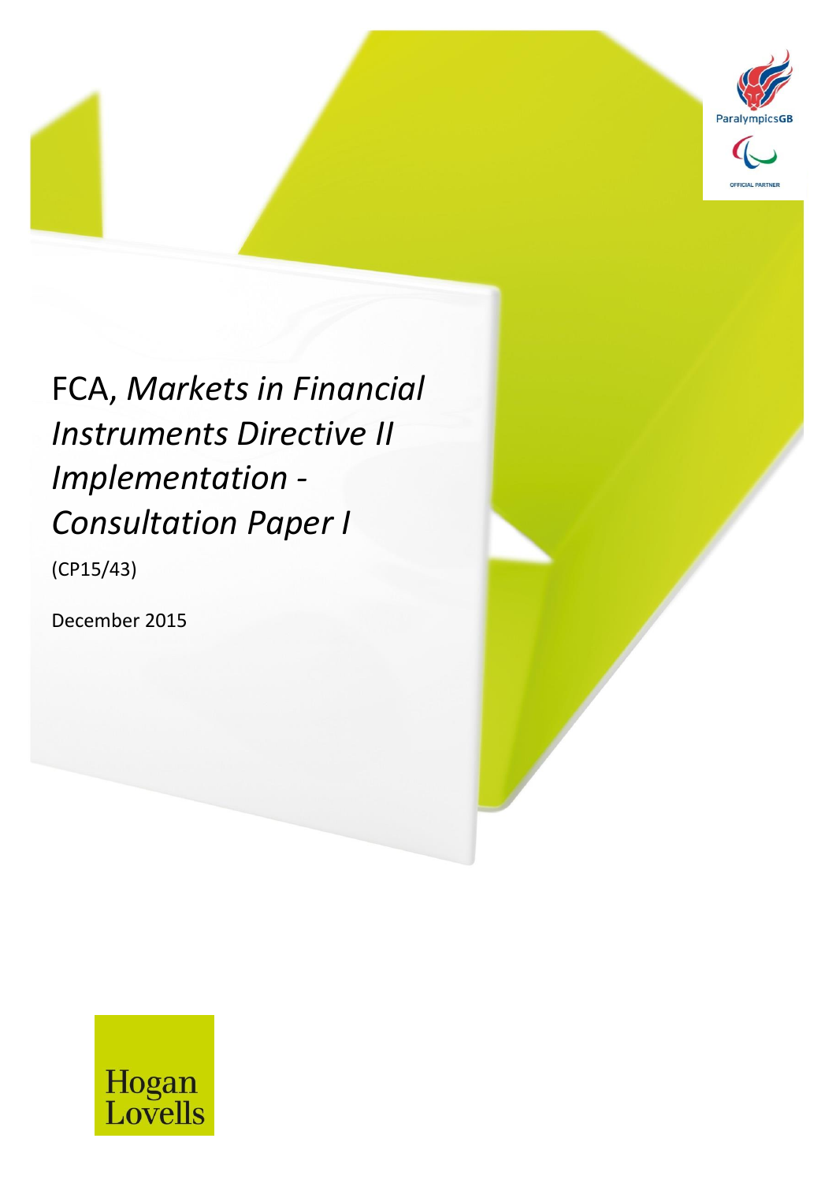# FCA, *Markets in Financial Instruments Directive II Implementation - Consultation Paper I*

(CP15/43)

December 2015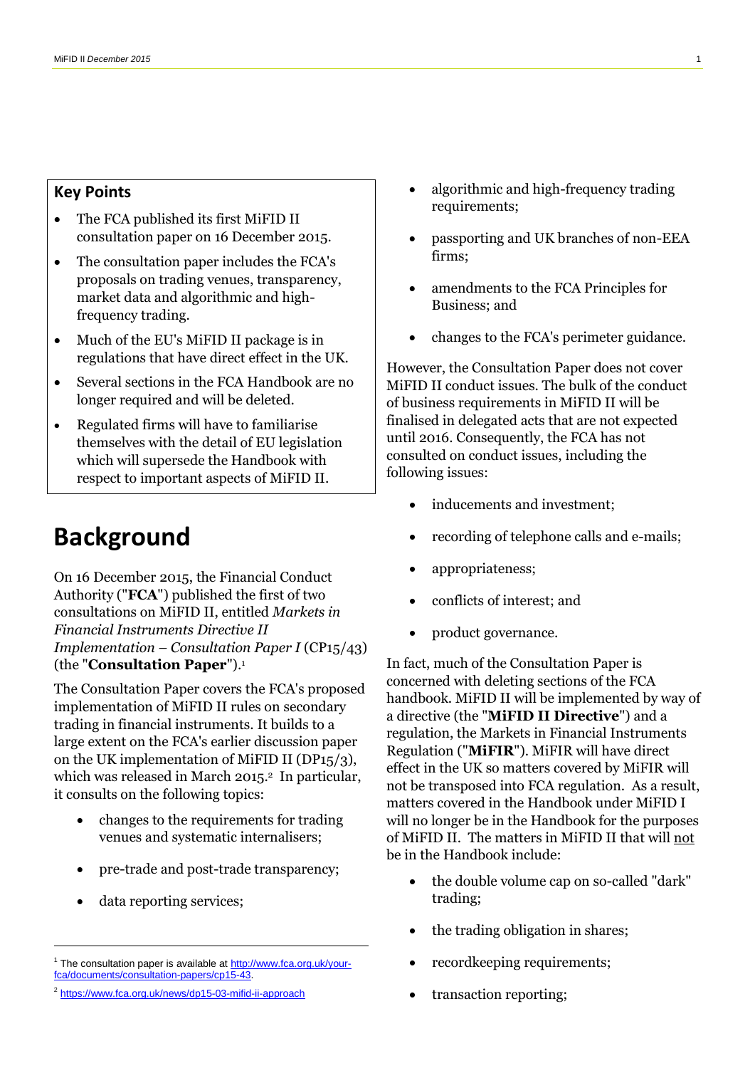## Key Points

- The FCA published its first MiFID II consultation paper on 16 December 2015.
- The consultation paper includes the FCA's proposals on trading venues, transparency, market data and algorithmic and high-frequency trading.
- Much of the EU's MiFID II package is in regulations that have direct effect in the UK.
- Several sections in the FCA Handbook are no longer required and will be deleted.
- Regulated firms will have to familiarise themselves with the detail of EU legislation which will supersede the Handbook with respect to important aspects of MiFID II.

# Background

On 16 December 2015, the Financial Conduct Authority ("**FCA**") published the first of two consultations on MiFID II, entitled *Markets in Financial Instruments Directive II Implementation – Consultation Paper I* (CP15/43) (the "**Consultation Paper**").[1]

The Consultation Paper covers the FCA's proposed implementation of MiFID II rules on secondary trading in financial instruments. It builds to a large extent on the FCA's earlier discussion paper on the UK implementation of MiFID II (DP15/3), which was released in March 2015.[2] In particular, it consults on the following topics:

- changes to the requirements for trading venues and systematic internalisers;
- pre-trade and post-trade transparency;
- data reporting services;
- algorithmic and high-frequency trading requirements;
- passporting and UK branches of non-EEA firms;
- amendments to the FCA Principles for Business; and
- changes to the FCA's perimeter guidance.

However, the Consultation Paper does not cover MiFID II conduct issues. The bulk of the conduct of business requirements in MiFID II will be finalised in delegated acts that are not expected until 2016. Consequently, the FCA has not consulted on conduct issues, including the following issues:

- inducements and investment;
- recording of telephone calls and e-mails;
- appropriateness;
- conflicts of interest; and
- product governance.

In fact, much of the Consultation Paper is concerned with deleting sections of the FCA handbook. MiFID II will be implemented by way of a directive (the "**MiFID II Directive**") and a regulation, the Markets in Financial Instruments Regulation ("**MiFIR**"). MiFIR will have direct effect in the UK so matters covered by MiFIR will not be transposed into FCA regulation. As a result, matters covered in the Handbook under MiFID I will no longer be in the Handbook for the purposes of MiFID II. The matters in MiFID II that will not be in the Handbook include:

- the double volume cap on so-called "dark" trading;
- the trading obligation in shares;
- recordkeeping requirements;
- transaction reporting;

[1] The consultation paper is available at http://www.fca.org.uk/your-fca/documents/consultation-papers/cp15-43.

[2] https://www.fca.org.uk/news/dp15-03-mifid-ii-approach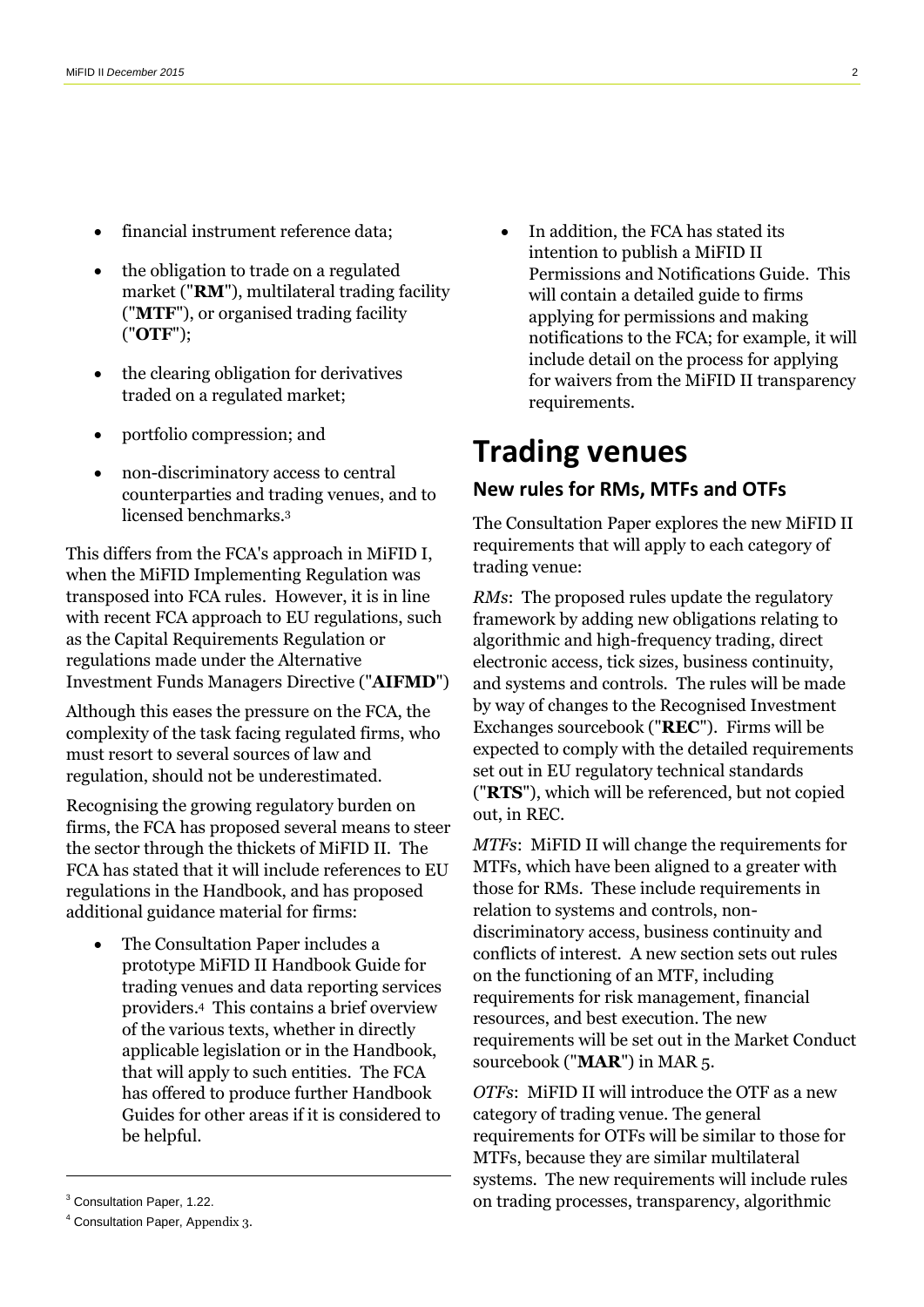- financial instrument reference data;
- the obligation to trade on a regulated market ("**RM**"), multilateral trading facility ("**MTF**"), or organised trading facility ("**OTF**");
- the clearing obligation for derivatives traded on a regulated market;
- portfolio compression; and
- non-discriminatory access to central counterparties and trading venues, and to licensed benchmarks.[3]

This differs from the FCA's approach in MiFID I, when the MiFID Implementing Regulation was transposed into FCA rules. However, it is in line with recent FCA approach to EU regulations, such as the Capital Requirements Regulation or regulations made under the Alternative Investment Funds Managers Directive ("**AIFMD**")

Although this eases the pressure on the FCA, the complexity of the task facing regulated firms, who must resort to several sources of law and regulation, should not be underestimated.

Recognising the growing regulatory burden on firms, the FCA has proposed several means to steer the sector through the thickets of MiFID II. The FCA has stated that it will include references to EU regulations in the Handbook, and has proposed additional guidance material for firms:

- The Consultation Paper includes a prototype MiFID II Handbook Guide for trading venues and data reporting services providers.[4] This contains a brief overview of the various texts, whether in directly applicable legislation or in the Handbook, that will apply to such entities. The FCA has offered to produce further Handbook Guides for other areas if it is considered to be helpful.
- In addition, the FCA has stated its intention to publish a MiFID II Permissions and Notifications Guide. This will contain a detailed guide to firms applying for permissions and making notifications to the FCA; for example, it will include detail on the process for applying for waivers from the MiFID II transparency requirements.

# Trading venues

## New rules for RMs, MTFs and OTFs

The Consultation Paper explores the new MiFID II requirements that will apply to each category of trading venue:

*RMs*: The proposed rules update the regulatory framework by adding new obligations relating to algorithmic and high-frequency trading, direct electronic access, tick sizes, business continuity, and systems and controls. The rules will be made by way of changes to the Recognised Investment Exchanges sourcebook ("**REC**"). Firms will be expected to comply with the detailed requirements set out in EU regulatory technical standards ("**RTS**"), which will be referenced, but not copied out, in REC.

*MTFs*: MiFID II will change the requirements for MTFs, which have been aligned to a greater with those for RMs. These include requirements in relation to systems and controls, non-discriminatory access, business continuity and conflicts of interest. A new section sets out rules on the functioning of an MTF, including requirements for risk management, financial resources, and best execution. The new requirements will be set out in the Market Conduct sourcebook ("**MAR**") in MAR 5.

*OTFs*: MiFID II will introduce the OTF as a new category of trading venue. The general requirements for OTFs will be similar to those for MTFs, because they are similar multilateral systems. The new requirements will include rules on trading processes, transparency, algorithmic

[3] Consultation Paper, 1.22.

[4] Consultation Paper, Appendix 3.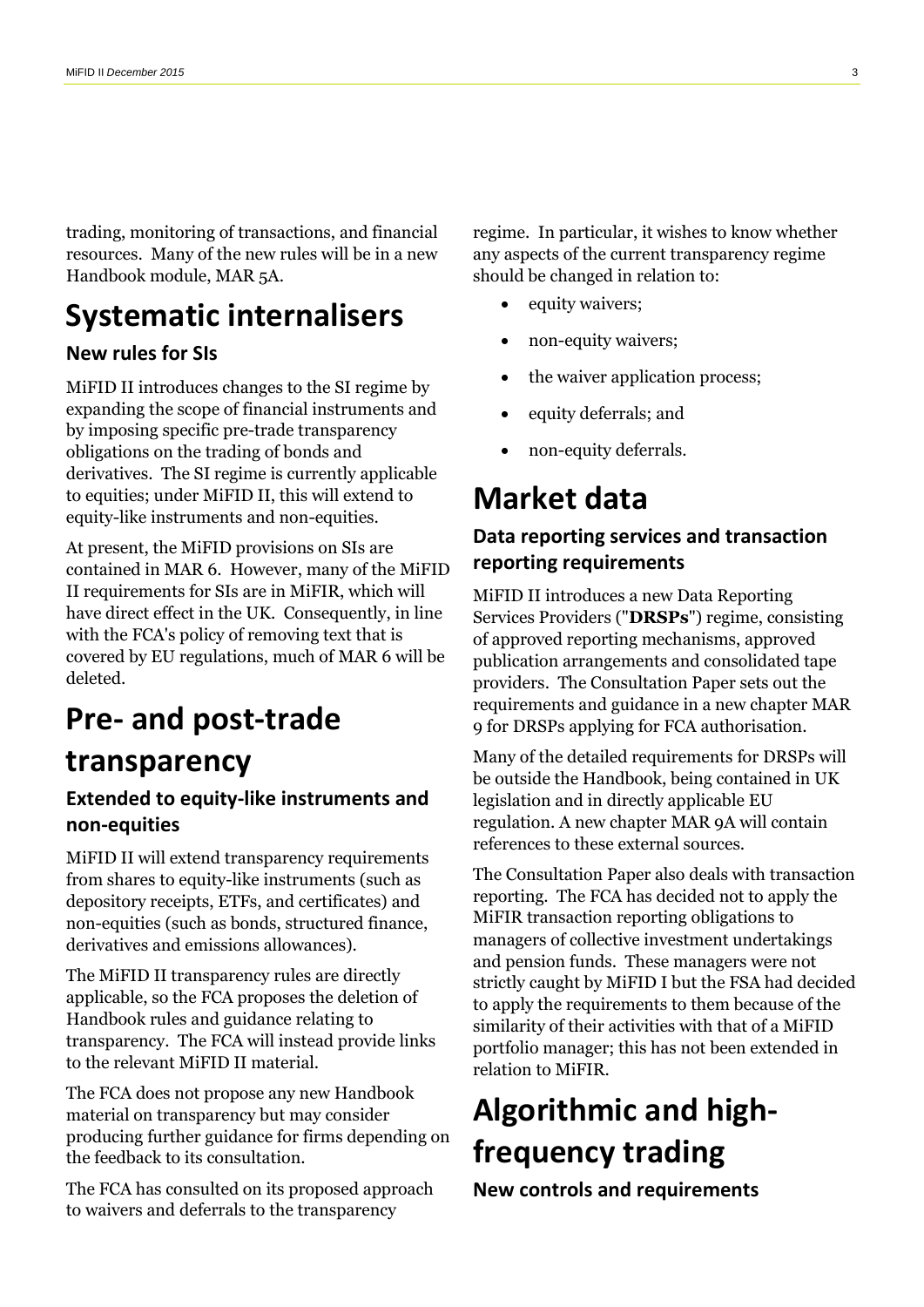trading, monitoring of transactions, and financial resources. Many of the new rules will be in a new Handbook module, MAR 5A.

# Systematic internalisers

### New rules for SIs

MiFID II introduces changes to the SI regime by expanding the scope of financial instruments and by imposing specific pre-trade transparency obligations on the trading of bonds and derivatives. The SI regime is currently applicable to equities; under MiFID II, this will extend to equity-like instruments and non-equities.

At present, the MiFID provisions on SIs are contained in MAR 6. However, many of the MiFID II requirements for SIs are in MiFIR, which will have direct effect in the UK. Consequently, in line with the FCA's policy of removing text that is covered by EU regulations, much of MAR 6 will be deleted.

# Pre- and post-trade transparency

### Extended to equity-like instruments and non-equities

MiFID II will extend transparency requirements from shares to equity-like instruments (such as depository receipts, ETFs, and certificates) and non-equities (such as bonds, structured finance, derivatives and emissions allowances).

The MiFID II transparency rules are directly applicable, so the FCA proposes the deletion of Handbook rules and guidance relating to transparency. The FCA will instead provide links to the relevant MiFID II material.

The FCA does not propose any new Handbook material on transparency but may consider producing further guidance for firms depending on the feedback to its consultation.

The FCA has consulted on its proposed approach to waivers and deferrals to the transparency regime. In particular, it wishes to know whether any aspects of the current transparency regime should be changed in relation to:

- equity waivers;
- non-equity waivers;
- the waiver application process;
- equity deferrals; and
- non-equity deferrals.

# Market data

### Data reporting services and transaction reporting requirements

MiFID II introduces a new Data Reporting Services Providers ("**DRSPs**") regime, consisting of approved reporting mechanisms, approved publication arrangements and consolidated tape providers. The Consultation Paper sets out the requirements and guidance in a new chapter MAR 9 for DRSPs applying for FCA authorisation.

Many of the detailed requirements for DRSPs will be outside the Handbook, being contained in UK legislation and in directly applicable EU regulation. A new chapter MAR 9A will contain references to these external sources.

The Consultation Paper also deals with transaction reporting. The FCA has decided not to apply the MiFIR transaction reporting obligations to managers of collective investment undertakings and pension funds. These managers were not strictly caught by MiFID I but the FSA had decided to apply the requirements to them because of the similarity of their activities with that of a MiFID portfolio manager; this has not been extended in relation to MiFIR.

# Algorithmic and high-frequency trading

### New controls and requirements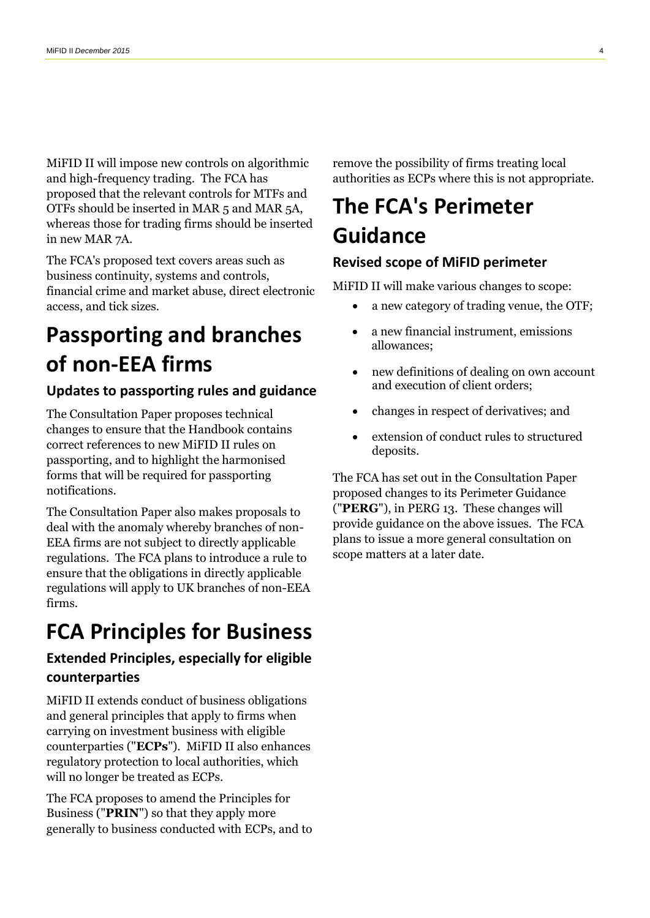MiFID II will impose new controls on algorithmic and high-frequency trading. The FCA has proposed that the relevant controls for MTFs and OTFs should be inserted in MAR 5 and MAR 5A, whereas those for trading firms should be inserted in new MAR 7A.

The FCA's proposed text covers areas such as business continuity, systems and controls, financial crime and market abuse, direct electronic access, and tick sizes.

# Passporting and branches of non-EEA firms

### Updates to passporting rules and guidance

The Consultation Paper proposes technical changes to ensure that the Handbook contains correct references to new MiFID II rules on passporting, and to highlight the harmonised forms that will be required for passporting notifications.

The Consultation Paper also makes proposals to deal with the anomaly whereby branches of non-EEA firms are not subject to directly applicable regulations. The FCA plans to introduce a rule to ensure that the obligations in directly applicable regulations will apply to UK branches of non-EEA firms.

# FCA Principles for Business

### Extended Principles, especially for eligible counterparties

MiFID II extends conduct of business obligations and general principles that apply to firms when carrying on investment business with eligible counterparties ("**ECPs**"). MiFID II also enhances regulatory protection to local authorities, which will no longer be treated as ECPs.

The FCA proposes to amend the Principles for Business ("**PRIN**") so that they apply more generally to business conducted with ECPs, and to remove the possibility of firms treating local authorities as ECPs where this is not appropriate.

# The FCA's Perimeter Guidance

### Revised scope of MiFID perimeter

MiFID II will make various changes to scope:

- a new category of trading venue, the OTF;
- a new financial instrument, emissions allowances;
- new definitions of dealing on own account and execution of client orders;
- changes in respect of derivatives; and
- extension of conduct rules to structured deposits.

The FCA has set out in the Consultation Paper proposed changes to its Perimeter Guidance ("**PERG**"), in PERG 13. These changes will provide guidance on the above issues. The FCA plans to issue a more general consultation on scope matters at a later date.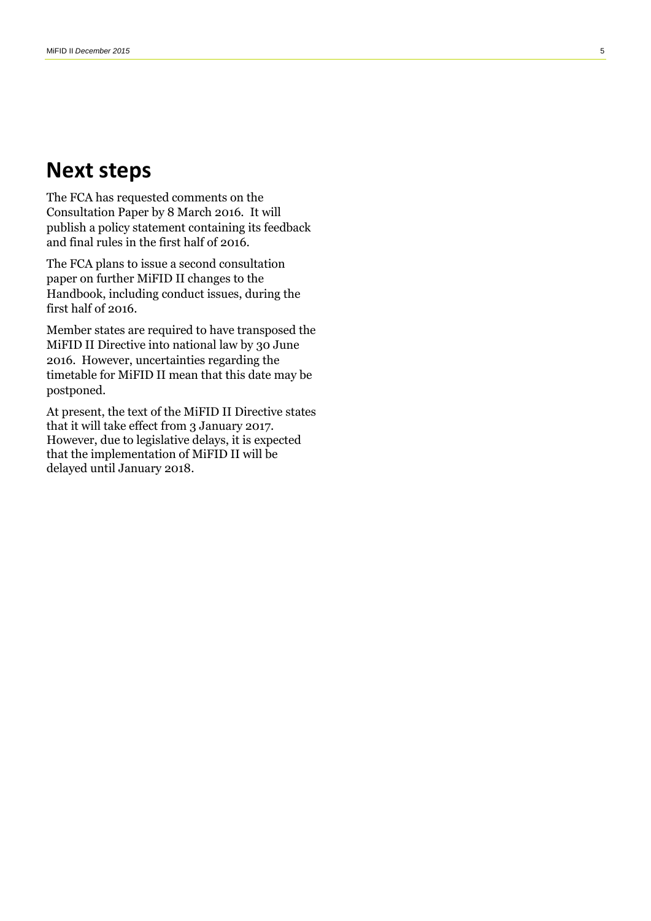## Next steps

The FCA has requested comments on the Consultation Paper by 8 March 2016. It will publish a policy statement containing its feedback and final rules in the first half of 2016.

The FCA plans to issue a second consultation paper on further MiFID II changes to the Handbook, including conduct issues, during the first half of 2016.

Member states are required to have transposed the MiFID II Directive into national law by 30 June 2016. However, uncertainties regarding the timetable for MiFID II mean that this date may be postponed.

At present, the text of the MiFID II Directive states that it will take effect from 3 January 2017. However, due to legislative delays, it is expected that the implementation of MiFID II will be delayed until January 2018.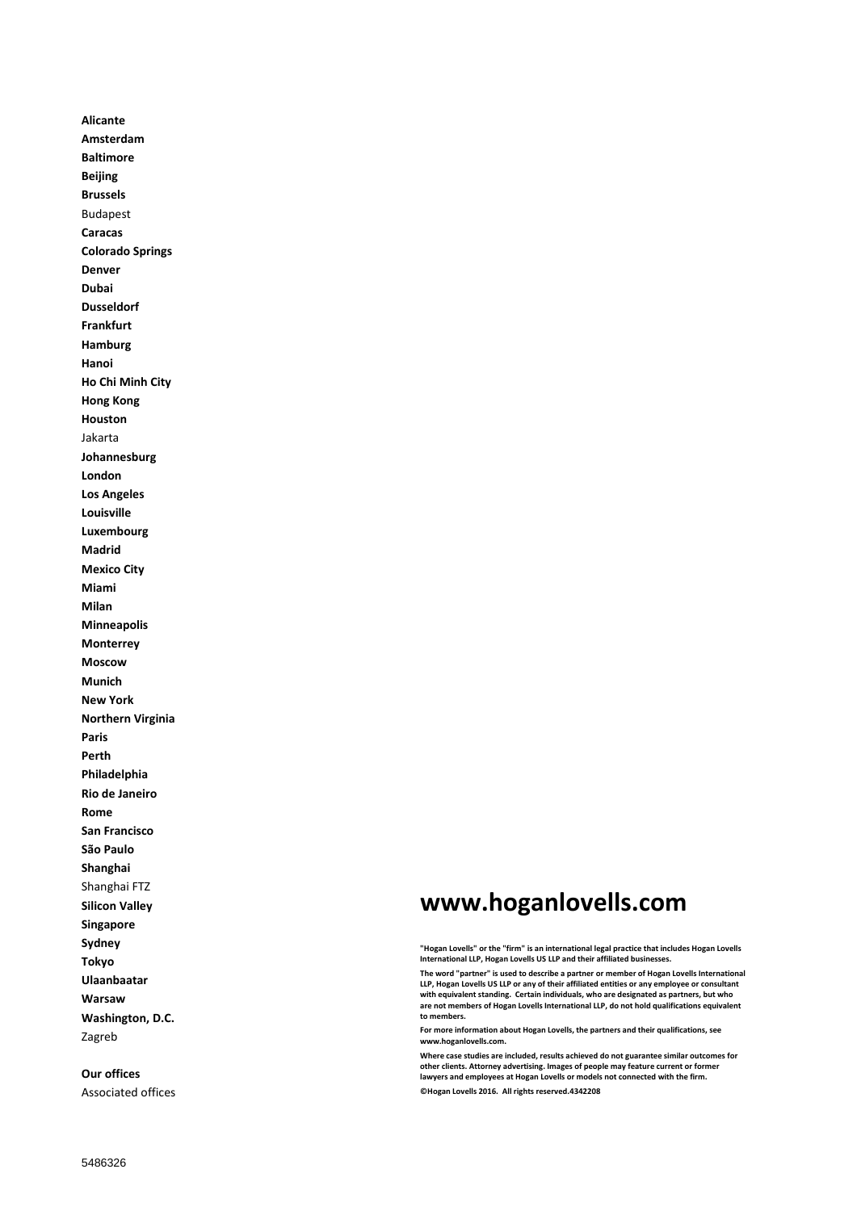**Alicante**
**Amsterdam**
**Baltimore**
**Beijing**
**Brussels**
Budapest
**Caracas**
**Colorado Springs**
**Denver**
**Dubai**
**Dusseldorf**
**Frankfurt**
**Hamburg**
**Hanoi**
**Ho Chi Minh City**
**Hong Kong**
**Houston**
Jakarta
**Johannesburg**
**London**
**Los Angeles**
**Louisville**
**Luxembourg**
**Madrid**
**Mexico City**
**Miami**
**Milan**
**Minneapolis**
**Monterrey**
**Moscow**
**Munich**
**New York**
**Northern Virginia**
**Paris**
**Perth**
**Philadelphia**
**Rio de Janeiro**
**Rome**
**San Francisco**
**São Paulo**
**Shanghai**
Shanghai FTZ
**Silicon Valley**
**Singapore**
**Sydney**
**Tokyo**
**Ulaanbaatar**
**Warsaw**
**Washington, D.C.**
Zagreb

**Our offices**
Associated offices

# www.hoganlovells.com

**"Hogan Lovells" or the "firm" is an international legal practice that includes Hogan Lovells International LLP, Hogan Lovells US LLP and their affiliated businesses.**

**The word "partner" is used to describe a partner or member of Hogan Lovells International LLP, Hogan Lovells US LLP or any of their affiliated entities or any employee or consultant with equivalent standing. Certain individuals, who are designated as partners, but who are not members of Hogan Lovells International LLP, do not hold qualifications equivalent to members.**

**For more information about Hogan Lovells, the partners and their qualifications, see www.hoganlovells.com.**

**Where case studies are included, results achieved do not guarantee similar outcomes for other clients. Attorney advertising. Images of people may feature current or former lawyers and employees at Hogan Lovells or models not connected with the firm.**

**©Hogan Lovells 2016. All rights reserved.4342208**

5486326